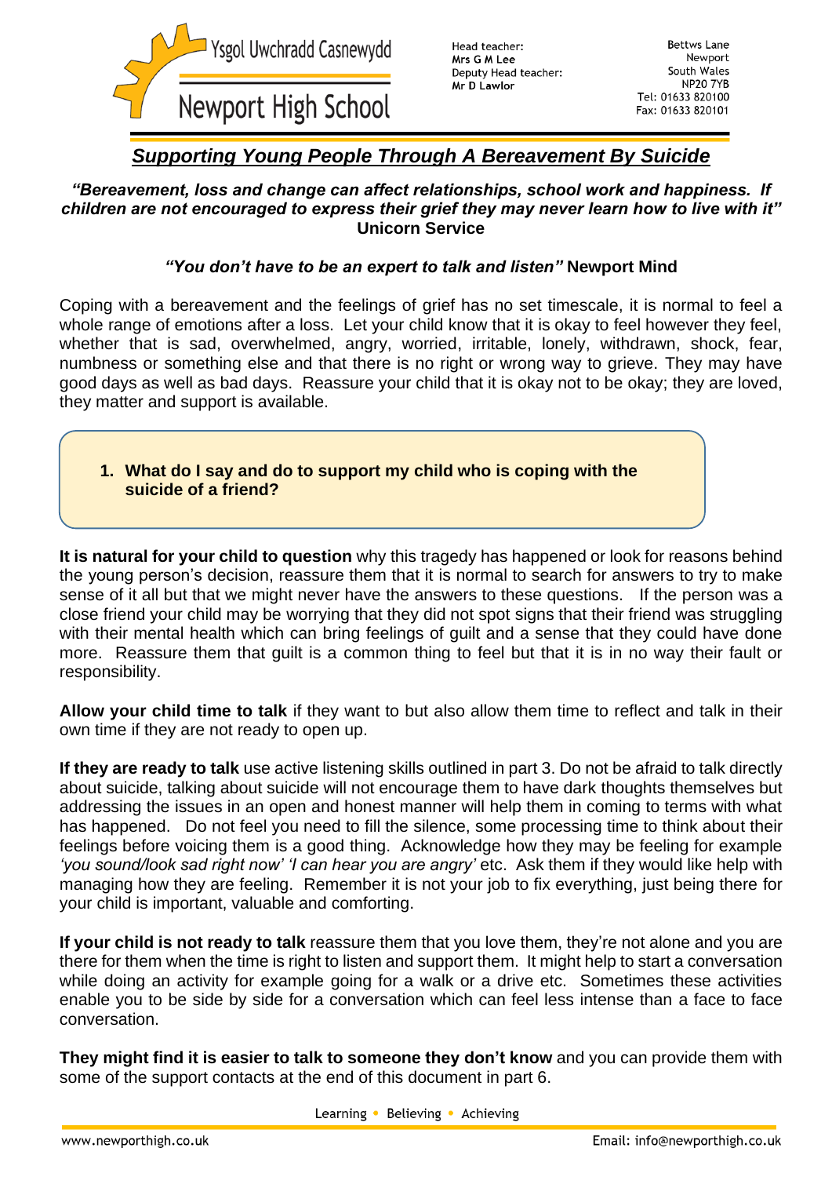Ysgol Uwchradd Casnewydd
Newport High School

Head teacher:
Mrs G M Lee
Deputy Head teacher:
Mr D Lawlor

Bettws Lane
Newport
South Wales
NP20 7YB
Tel: 01633 820100
Fax: 01633 820101

# *Supporting Young People Through A Bereavement By Suicide*

***"Bereavement, loss and change can affect relationships, school work and happiness. If children are not encouraged to express their grief they may never learn how to live with it"*** **Unicorn Service**

***"You don't have to be an expert to talk and listen"*** **Newport Mind**

Coping with a bereavement and the feelings of grief has no set timescale, it is normal to feel a whole range of emotions after a loss. Let your child know that it is okay to feel however they feel, whether that is sad, overwhelmed, angry, worried, irritable, lonely, withdrawn, shock, fear, numbness or something else and that there is no right or wrong way to grieve. They may have good days as well as bad days. Reassure your child that it is okay not to be okay; they are loved, they matter and support is available.

## 1. What do I say and do to support my child who is coping with the suicide of a friend?

**It is natural for your child to question** why this tragedy has happened or look for reasons behind the young person's decision, reassure them that it is normal to search for answers to try to make sense of it all but that we might never have the answers to these questions. If the person was a close friend your child may be worrying that they did not spot signs that their friend was struggling with their mental health which can bring feelings of guilt and a sense that they could have done more. Reassure them that guilt is a common thing to feel but that it is in no way their fault or responsibility.

**Allow your child time to talk** if they want to but also allow them time to reflect and talk in their own time if they are not ready to open up.

**If they are ready to talk** use active listening skills outlined in part 3. Do not be afraid to talk directly about suicide, talking about suicide will not encourage them to have dark thoughts themselves but addressing the issues in an open and honest manner will help them in coming to terms with what has happened. Do not feel you need to fill the silence, some processing time to think about their feelings before voicing them is a good thing. Acknowledge how they may be feeling for example *'you sound/look sad right now' 'I can hear you are angry'* etc. Ask them if they would like help with managing how they are feeling. Remember it is not your job to fix everything, just being there for your child is important, valuable and comforting.

**If your child is not ready to talk** reassure them that you love them, they're not alone and you are there for them when the time is right to listen and support them. It might help to start a conversation while doing an activity for example going for a walk or a drive etc. Sometimes these activities enable you to be side by side for a conversation which can feel less intense than a face to face conversation.

**They might find it is easier to talk to someone they don't know** and you can provide them with some of the support contacts at the end of this document in part 6.

Learning • Believing • Achieving

www.newporthigh.co.uk

Email: info@newporthigh.co.uk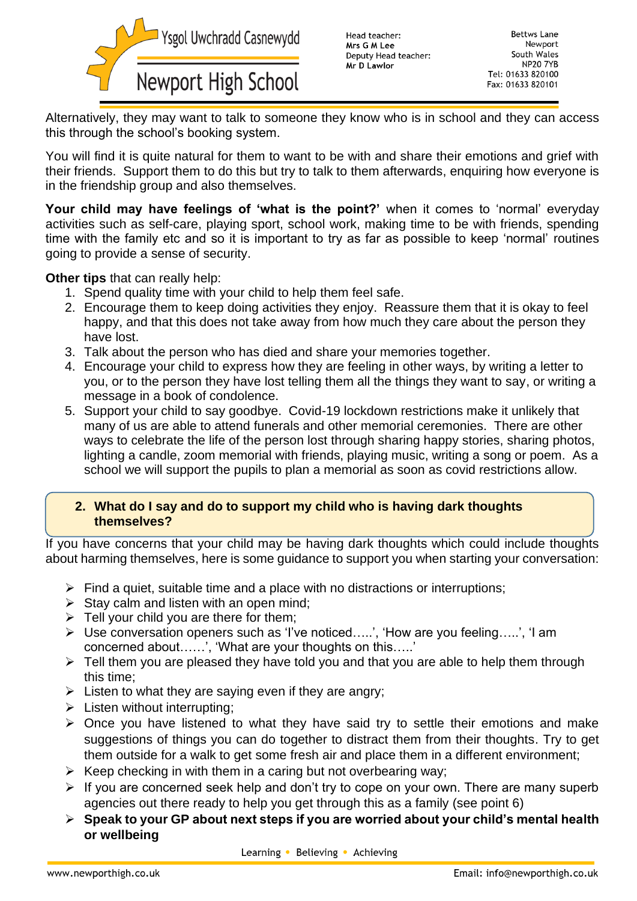Alternatively, they may want to talk to someone they know who is in school and they can access this through the school's booking system.

You will find it is quite natural for them to want to be with and share their emotions and grief with their friends. Support them to do this but try to talk to them afterwards, enquiring how everyone is in the friendship group and also themselves.

**Your child may have feelings of 'what is the point?'** when it comes to 'normal' everyday activities such as self-care, playing sport, school work, making time to be with friends, spending time with the family etc and so it is important to try as far as possible to keep 'normal' routines going to provide a sense of security.

**Other tips** that can really help:

1. Spend quality time with your child to help them feel safe.
2. Encourage them to keep doing activities they enjoy. Reassure them that it is okay to feel happy, and that this does not take away from how much they care about the person they have lost.
3. Talk about the person who has died and share your memories together.
4. Encourage your child to express how they are feeling in other ways, by writing a letter to you, or to the person they have lost telling them all the things they want to say, or writing a message in a book of condolence.
5. Support your child to say goodbye. Covid-19 lockdown restrictions make it unlikely that many of us are able to attend funerals and other memorial ceremonies. There are other ways to celebrate the life of the person lost through sharing happy stories, sharing photos, lighting a candle, zoom memorial with friends, playing music, writing a song or poem. As a school we will support the pupils to plan a memorial as soon as covid restrictions allow.

## 2. What do I say and do to support my child who is having dark thoughts themselves?

If you have concerns that your child may be having dark thoughts which could include thoughts about harming themselves, here is some guidance to support you when starting your conversation:

- Find a quiet, suitable time and a place with no distractions or interruptions;
- Stay calm and listen with an open mind;
- Tell your child you are there for them;
- Use conversation openers such as 'I've noticed…..', 'How are you feeling…..', 'I am concerned about……', 'What are your thoughts on this…..'
- Tell them you are pleased they have told you and that you are able to help them through this time;
- Listen to what they are saying even if they are angry;
- Listen without interrupting;
- Once you have listened to what they have said try to settle their emotions and make suggestions of things you can do together to distract them from their thoughts. Try to get them outside for a walk to get some fresh air and place them in a different environment;
- Keep checking in with them in a caring but not overbearing way;
- If you are concerned seek help and don't try to cope on your own. There are many superb agencies out there ready to help you get through this as a family (see point 6)
- **Speak to your GP about next steps if you are worried about your child's mental health or wellbeing**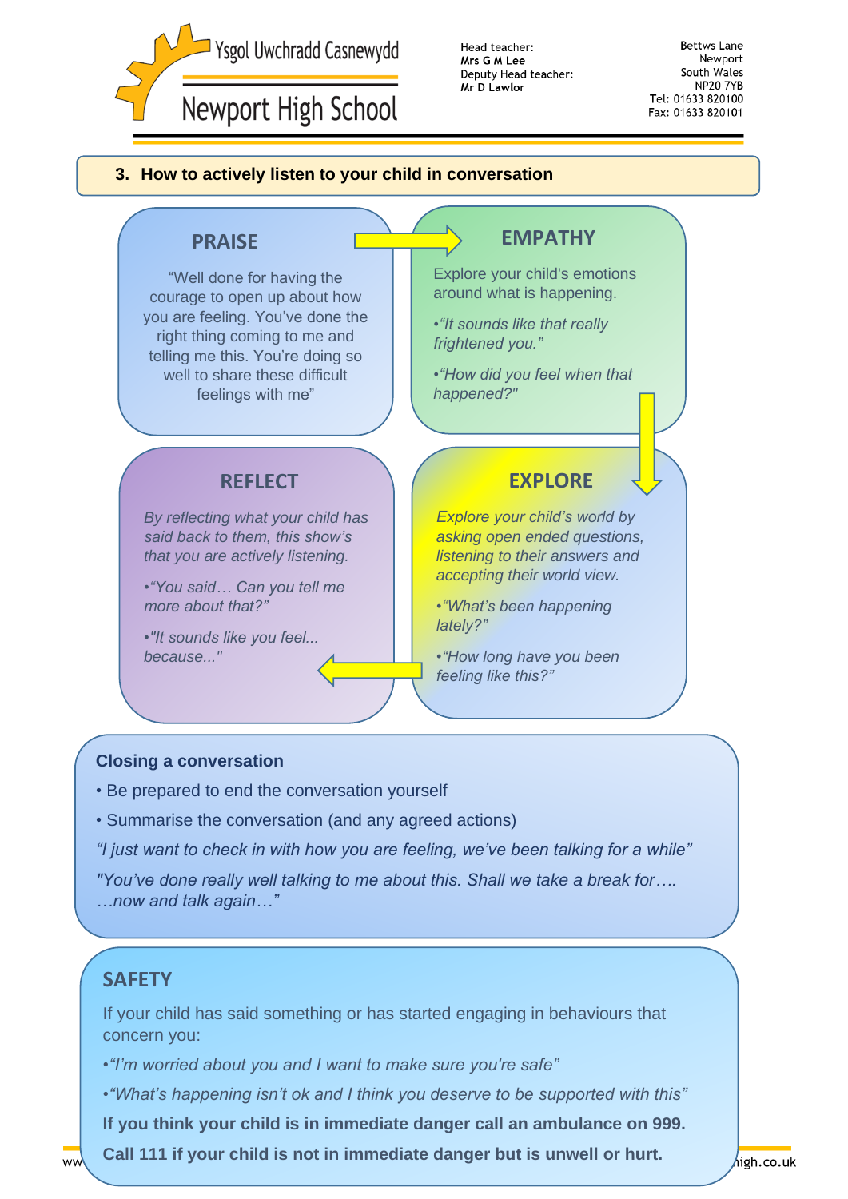## 3. How to actively listen to your child in conversation

### PRAISE

"Well done for having the courage to open up about how you are feeling. You've done the right thing coming to me and telling me this. You're doing so well to share these difficult feelings with me"

### EMPATHY

Explore your child's emotions around what is happening.

- *"It sounds like that really frightened you."*
- *"How did you feel when that happened?"*

### EXPLORE

*Explore your child's world by asking open ended questions, listening to their answers and accepting their world view.*

- *"What's been happening lately?"*
- *"How long have you been feeling like this?"*

### REFLECT

*By reflecting what your child has said back to them, this show's that you are actively listening.*

- *"You said… Can you tell me more about that?"*
- *"It sounds like you feel... because..."*

### Closing a conversation

- Be prepared to end the conversation yourself
- Summarise the conversation (and any agreed actions)

*"I just want to check in with how you are feeling, we've been talking for a while"*

*"You've done really well talking to me about this. Shall we take a break for…. …now and talk again…"*

### SAFETY

If your child has said something or has started engaging in behaviours that concern you:

- *"I'm worried about you and I want to make sure you're safe"*
- *"What's happening isn't ok and I think you deserve to be supported with this"*

**If you think your child is in immediate danger call an ambulance on 999.**

**Call 111 if your child is not in immediate danger but is unwell or hurt.**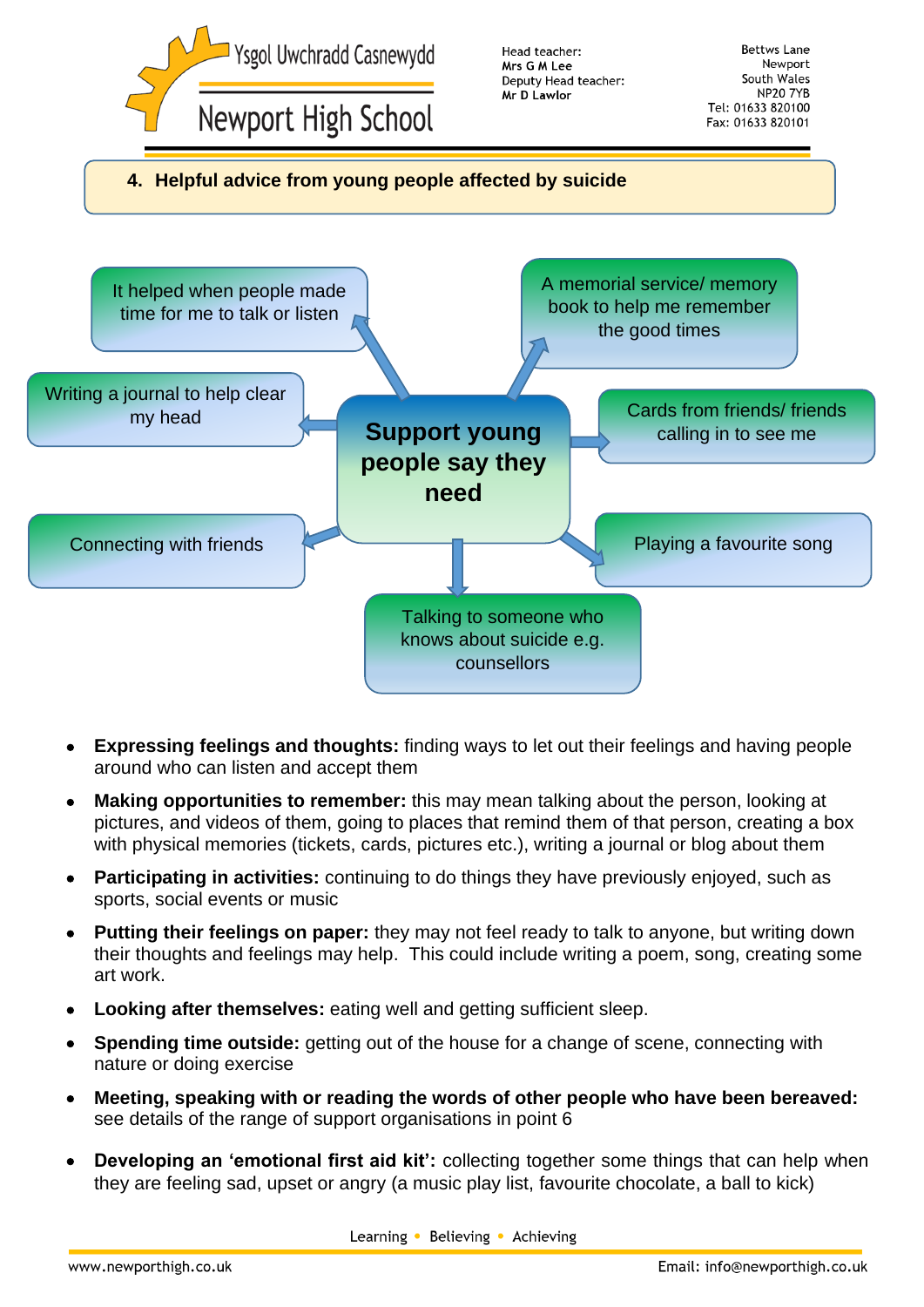## 4. Helpful advice from young people affected by suicide

**Support young people say they need**

- It helped when people made time for me to talk or listen
- A memorial service/ memory book to help me remember the good times
- Writing a journal to help clear my head
- Cards from friends/ friends calling in to see me
- Connecting with friends
- Playing a favourite song
- Talking to someone who knows about suicide e.g. counsellors

- **Expressing feelings and thoughts:** finding ways to let out their feelings and having people around who can listen and accept them
- **Making opportunities to remember:** this may mean talking about the person, looking at pictures, and videos of them, going to places that remind them of that person, creating a box with physical memories (tickets, cards, pictures etc.), writing a journal or blog about them
- **Participating in activities:** continuing to do things they have previously enjoyed, such as sports, social events or music
- **Putting their feelings on paper:** they may not feel ready to talk to anyone, but writing down their thoughts and feelings may help. This could include writing a poem, song, creating some art work.
- **Looking after themselves:** eating well and getting sufficient sleep.
- **Spending time outside:** getting out of the house for a change of scene, connecting with nature or doing exercise
- **Meeting, speaking with or reading the words of other people who have been bereaved:** see details of the range of support organisations in point 6
- **Developing an 'emotional first aid kit':** collecting together some things that can help when they are feeling sad, upset or angry (a music play list, favourite chocolate, a ball to kick)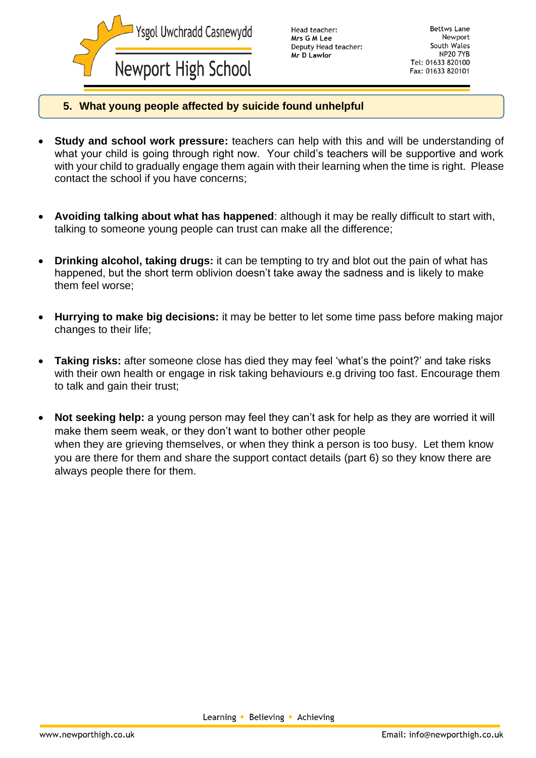## 5. What young people affected by suicide found unhelpful

- **Study and school work pressure:** teachers can help with this and will be understanding of what your child is going through right now. Your child's teachers will be supportive and work with your child to gradually engage them again with their learning when the time is right. Please contact the school if you have concerns;

- **Avoiding talking about what has happened**: although it may be really difficult to start with, talking to someone young people can trust can make all the difference;

- **Drinking alcohol, taking drugs:** it can be tempting to try and blot out the pain of what has happened, but the short term oblivion doesn't take away the sadness and is likely to make them feel worse;

- **Hurrying to make big decisions:** it may be better to let some time pass before making major changes to their life;

- **Taking risks:** after someone close has died they may feel 'what's the point?' and take risks with their own health or engage in risk taking behaviours e.g driving too fast. Encourage them to talk and gain their trust;

- **Not seeking help:** a young person may feel they can't ask for help as they are worried it will make them seem weak, or they don't want to bother other people when they are grieving themselves, or when they think a person is too busy. Let them know you are there for them and share the support contact details (part 6) so they know there are always people there for them.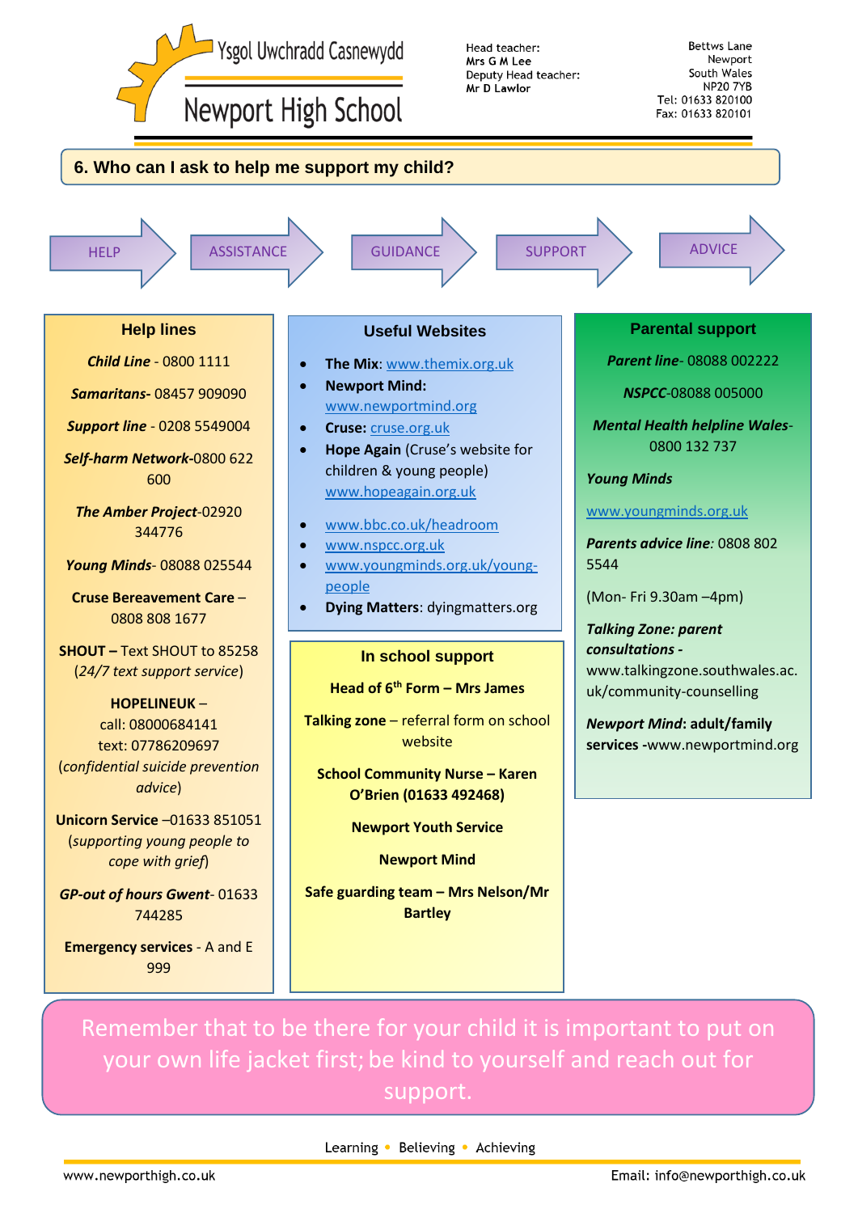Ysgol Uwchradd Casnewydd
Newport High School

Head teacher:
Mrs G M Lee
Deputy Head teacher:
Mr D Lawlor

Bettws Lane
Newport
South Wales
NP20 7YB
Tel: 01633 820100
Fax: 01633 820101

## 6. Who can I ask to help me support my child?

HELP → ASSISTANCE → GUIDANCE → SUPPORT → ADVICE

### Help lines

***Child Line*** - 0800 1111

***Samaritans-*** 08457 909090

***Support line*** - 0208 5549004

***Self-harm Network***-0800 622 600

***The Amber Project***-02920 344776

***Young Minds***- 08088 025544

**Cruse Bereavement Care** – 0808 808 1677

**SHOUT –** Text SHOUT to 85258 (*24/7 text support service*)

**HOPELINEUK** –
call: 08000684141
text: 07786209697
(*confidential suicide prevention advice*)

**Unicorn Service** –01633 851051 (*supporting young people to cope with grief*)

***GP-out of hours Gwent***- 01633 744285

**Emergency services** - A and E 999

### Useful Websites

- **The Mix**: www.themix.org.uk
- **Newport Mind:** www.newportmind.org
- **Cruse:** cruse.org.uk
- **Hope Again** (Cruse's website for children & young people) www.hopeagain.org.uk
- www.bbc.co.uk/headroom
- www.nspcc.org.uk
- www.youngminds.org.uk/young-people
- **Dying Matters**: dyingmatters.org

### In school support

**Head of 6th Form – Mrs James**

**Talking zone** – referral form on school website

**School Community Nurse – Karen O'Brien (01633 492468)**

**Newport Youth Service**

**Newport Mind**

**Safe guarding team – Mrs Nelson/Mr Bartley**

### Parental support

***Parent line***- 08088 002222

***NSPCC***-08088 005000

***Mental Health helpline Wales***- 0800 132 737

***Young Minds***

www.youngminds.org.uk

***Parents advice line***: 0808 802 5544

(Mon- Fri 9.30am –4pm)

***Talking Zone: parent consultations -*** www.talkingzone.southwales.ac.uk/community-counselling

***Newport Mind*: adult/family services** -www.newportmind.org

Remember that to be there for your child it is important to put on your own life jacket first; be kind to yourself and reach out for support.

Learning • Believing • Achieving

www.newporthigh.co.uk

Email: info@newporthigh.co.uk